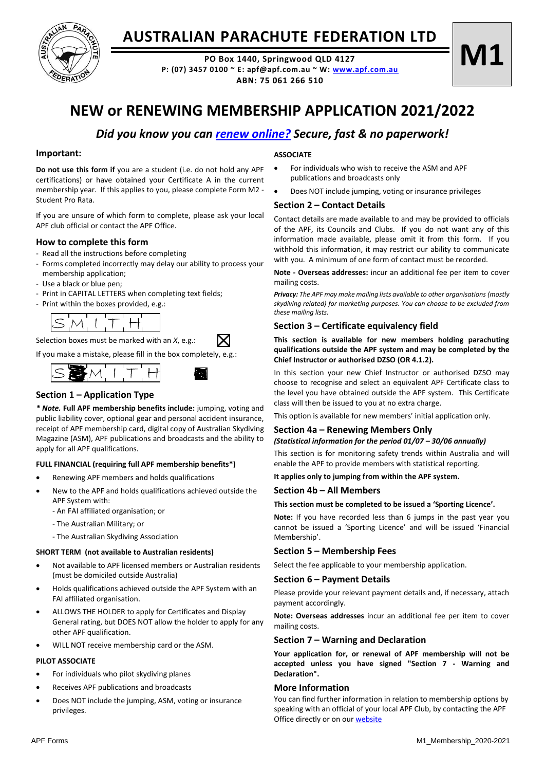# AUSTRALIAN PARACHUTE FEDERATION LTD

**PO Box 1440, Springwood QLD 4127**
**P: (07) 3457 0100 ~ E: apf@apf.com.au ~ W: www.apf.com.au**
**ABN: 75 061 266 510**

**M1**

# NEW or RENEWING MEMBERSHIP APPLICATION 2021/2022

## *Did you know you can renew online? Secure, fast & no paperwork!*

### Important:

**Do not use this form if** you are a student (i.e. do not hold any APF certifications) or have obtained your Certificate A in the current membership year. If this applies to you, please complete Form M2 - Student Pro Rata.

If you are unsure of which form to complete, please ask your local APF club official or contact the APF Office.

### How to complete this form

- Read all the instructions before completing
- Forms completed incorrectly may delay our ability to process your membership application;
- Use a black or blue pen;
- Print in CAPITAL LETTERS when completing text fields;
- Print within the boxes provided, e.g.:

S M I T H

Selection boxes must be marked with an *X*, e.g.: ☒

If you make a mistake, please fill in the box completely, e.g.:

■ S M I T H ■

### Section 1 – Application Type

***\* Note.*** **Full APF membership benefits include:** jumping, voting and public liability cover, optional gear and personal accident insurance, receipt of APF membership card, digital copy of Australian Skydiving Magazine (ASM), APF publications and broadcasts and the ability to apply for all APF qualifications.

**FULL FINANCIAL (requiring full APF membership benefits\*)**

- Renewing APF members and holds qualifications
- New to the APF and holds qualifications achieved outside the APF System with:
  - An FAI affiliated organisation; or
  - The Australian Military; or
  - The Australian Skydiving Association

**SHORT TERM (not available to Australian residents)**

- Not available to APF licensed members or Australian residents (must be domiciled outside Australia)
- Holds qualifications achieved outside the APF System with an FAI affiliated organisation.
- ALLOWS THE HOLDER to apply for Certificates and Display General rating, but DOES NOT allow the holder to apply for any other APF qualification.
- WILL NOT receive membership card or the ASM.

**PILOT ASSOCIATE**

- For individuals who pilot skydiving planes
- Receives APF publications and broadcasts
- Does NOT include the jumping, ASM, voting or insurance privileges.

**ASSOCIATE**

- For individuals who wish to receive the ASM and APF publications and broadcasts only
- Does NOT include jumping, voting or insurance privileges

### Section 2 – Contact Details

Contact details are made available to and may be provided to officials of the APF, its Councils and Clubs. If you do not want any of this information made available, please omit it from this form. If you withhold this information, it may restrict our ability to communicate with you. A minimum of one form of contact must be recorded.

**Note - Overseas addresses:** incur an additional fee per item to cover mailing costs.

***Privacy:*** *The APF may make mailing lists available to other organisations (mostly skydiving related) for marketing purposes. You can choose to be excluded from these mailing lists.*

### Section 3 – Certificate equivalency field

**This section is available for new members holding parachuting qualifications outside the APF system and may be completed by the Chief Instructor or authorised DZSO (OR 4.1.2).**

In this section your new Chief Instructor or authorised DZSO may choose to recognise and select an equivalent APF Certificate class to the level you have obtained outside the APF system. This Certificate class will then be issued to you at no extra charge.

This option is available for new members' initial application only.

### Section 4a – Renewing Members Only

***(Statistical information for the period 01/07 – 30/06 annually)***

This section is for monitoring safety trends within Australia and will enable the APF to provide members with statistical reporting.

**It applies only to jumping from within the APF system.**

### Section 4b – All Members

**This section must be completed to be issued a 'Sporting Licence'.**

**Note:** If you have recorded less than 6 jumps in the past year you cannot be issued a 'Sporting Licence' and will be issued 'Financial Membership'.

### Section 5 – Membership Fees

Select the fee applicable to your membership application.

### Section 6 – Payment Details

Please provide your relevant payment details and, if necessary, attach payment accordingly.

**Note: Overseas addresses** incur an additional fee per item to cover mailing costs.

### Section 7 – Warning and Declaration

**Your application for, or renewal of APF membership will not be accepted unless you have signed "Section 7 - Warning and Declaration".**

### More Information

You can find further information in relation to membership options by speaking with an official of your local APF Club, by contacting the APF Office directly or on our website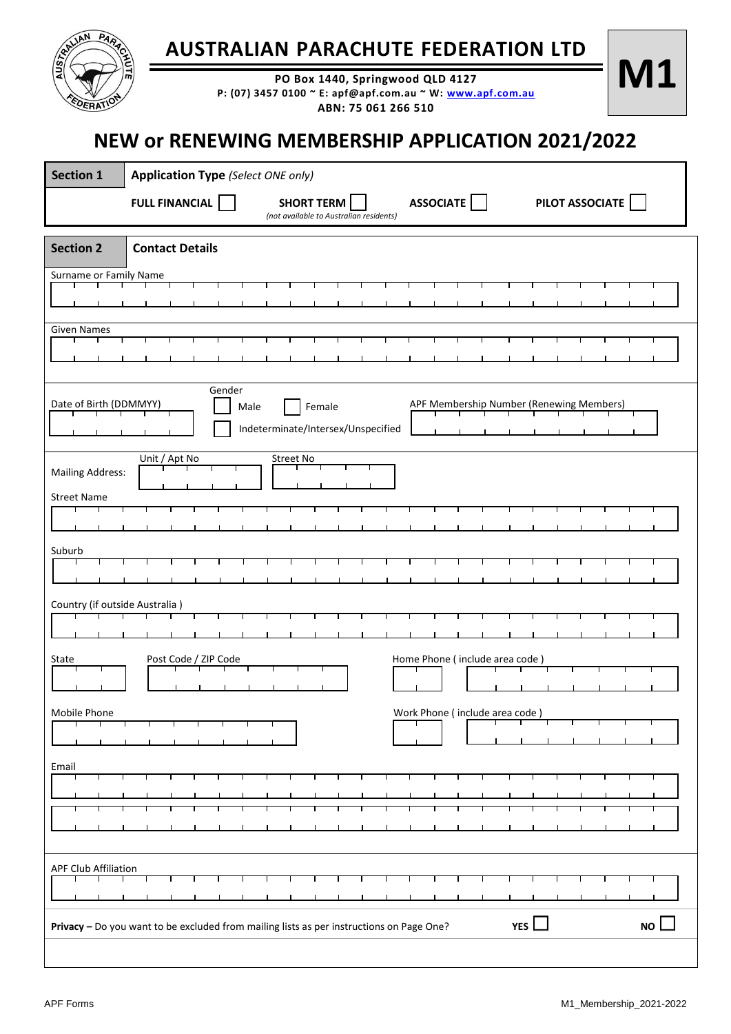# AUSTRALIAN PARACHUTE FEDERATION LTD

**PO Box 1440, Springwood QLD 4127**
**P: (07) 3457 0100 ~ E: apf@apf.com.au ~ W: www.apf.com.au**
**ABN: 75 061 266 510**

**M1**

## NEW or RENEWING MEMBERSHIP APPLICATION 2021/2022

| **Section 1** | **Application Type** *(Select ONE only)* |
|---|---|
| | **FULL FINANCIAL** ☐ **SHORT TERM** ☐ *(not available to Australian residents)* **ASSOCIATE** ☐ **PILOT ASSOCIATE** ☐ |

| **Section 2** | **Contact Details** |
|---|---|

Surname or Family Name

Given Names

Date of Birth (DDMMYY)

Gender: ☐ Male ☐ Female ☐ Indeterminate/Intersex/Unspecified

APF Membership Number (Renewing Members)

Mailing Address: Unit / Apt No Street No

Street Name

Suburb

Country (if outside Australia )

State Post Code / ZIP Code Home Phone ( include area code )

Mobile Phone Work Phone ( include area code )

Email

APF Club Affiliation

**Privacy –** Do you want to be excluded from mailing lists as per instructions on Page One? **YES** ☐ **NO** ☐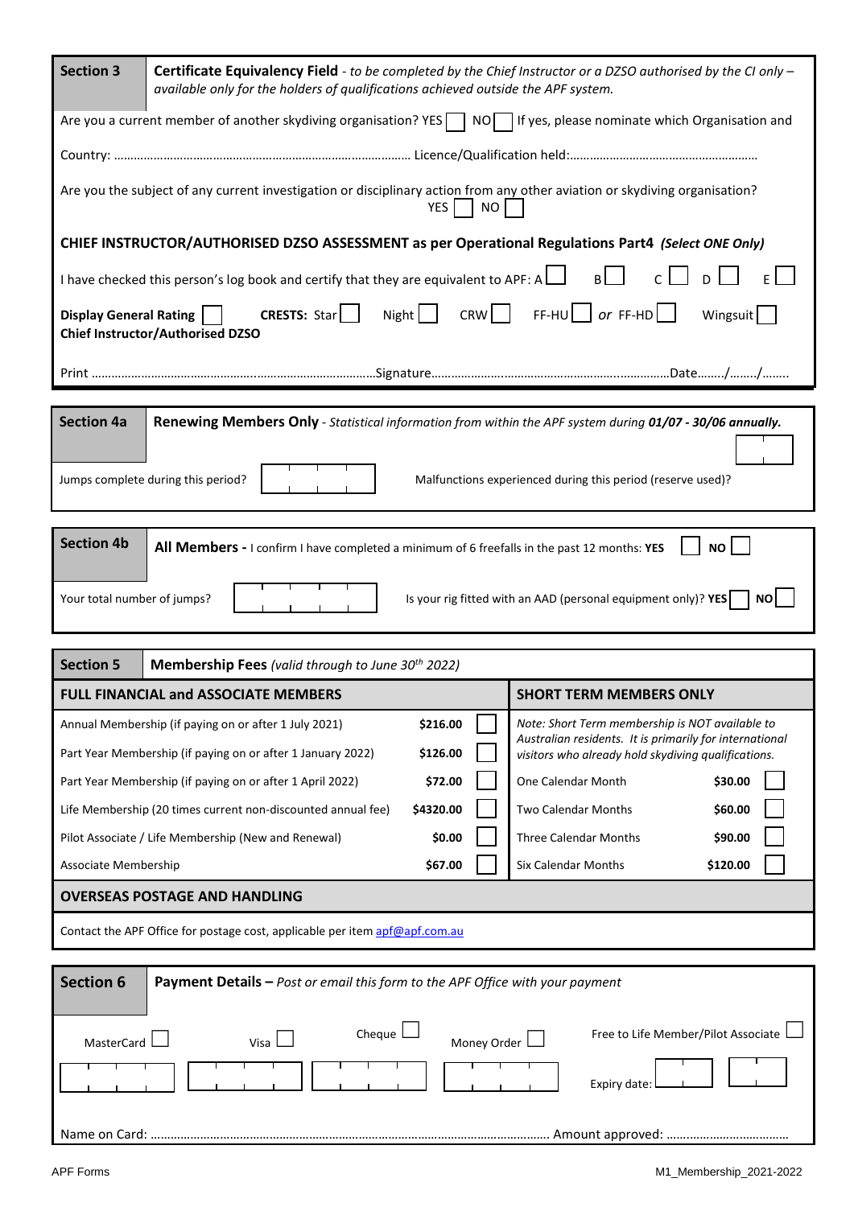**Section 3** **Certificate Equivalency Field** - *to be completed by the Chief Instructor or a DZSO authorised by the CI only – available only for the holders of qualifications achieved outside the APF system.*

Are you a current member of another skydiving organisation? YES ☐ NO ☐ If yes, please nominate which Organisation and

Country: ……………………………………………………………………………… Licence/Qualification held:…………………………………………………

Are you the subject of any current investigation or disciplinary action from any other aviation or skydiving organisation? YES ☐ NO ☐

**CHIEF INSTRUCTOR/AUTHORISED DZSO ASSESSMENT as per Operational Regulations Part4** ***(Select ONE Only)***

I have checked this person's log book and certify that they are equivalent to APF: A ☐ B ☐ C ☐ D ☐ E ☐

**Display General Rating** ☐ **CRESTS:** Star ☐ Night ☐ CRW ☐ FF-HU ☐ *or* FF-HD ☐ Wingsuit ☐

**Chief Instructor/Authorised DZSO**

Print ……………………………………………………………………………Signature…………………………………………………………………Date……../……../…….

**Section 4a** **Renewing Members Only** - *Statistical information from within the APF system during* ***01/07 - 30/06 annually.***

Jumps complete during this period? ☐☐☐☐ Malfunctions experienced during this period (reserve used)? ☐☐

**Section 4b** **All Members -** I confirm I have completed a minimum of 6 freefalls in the past 12 months: **YES** ☐ **NO** ☐

Your total number of jumps? ☐☐☐☐☐ Is your rig fitted with an AAD (personal equipment only)? **YES** ☐ **NO** ☐

**Section 5** **Membership Fees** *(valid through to June 30th 2022)*

| **FULL FINANCIAL and ASSOCIATE MEMBERS** | | | **SHORT TERM MEMBERS ONLY** | | |
|---|---|---|---|---|---|
| Annual Membership (if paying on or after 1 July 2021) | **$216.00** | ☐ | *Note: Short Term membership is NOT available to Australian residents. It is primarily for international visitors who already hold skydiving qualifications.* | | |
| Part Year Membership (if paying on or after 1 January 2022) | **$126.00** | ☐ | | | |
| Part Year Membership (if paying on or after 1 April 2022) | **$72.00** | ☐ | One Calendar Month | **$30.00** | ☐ |
| Life Membership (20 times current non-discounted annual fee) | **$4320.00** | ☐ | Two Calendar Months | **$60.00** | ☐ |
| Pilot Associate / Life Membership (New and Renewal) | **$0.00** | ☐ | Three Calendar Months | **$90.00** | ☐ |
| Associate Membership | **$67.00** | ☐ | Six Calendar Months | **$120.00** | ☐ |

**OVERSEAS POSTAGE AND HANDLING**

Contact the APF Office for postage cost, applicable per item apf@apf.com.au

**Section 6** **Payment Details –** *Post or email this form to the APF Office with your payment*

MasterCard ☐ Visa ☐ Cheque ☐ Money Order ☐ Free to Life Member/Pilot Associate ☐

☐☐☐☐ ☐☐☐☐ ☐☐☐☐ ☐☐☐☐ Expiry date: ☐☐ ☐☐

Name on Card: ……………………………………………………………………………………………………… Amount approved: ………………………………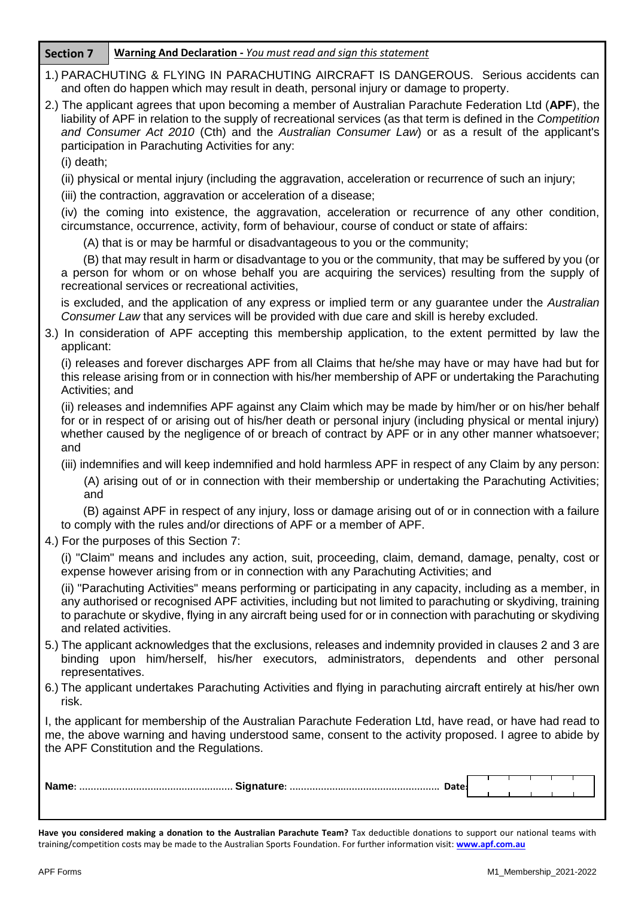**Section 7** **Warning And Declaration -** *You must read and sign this statement*

1.) PARACHUTING & FLYING IN PARACHUTING AIRCRAFT IS DANGEROUS. Serious accidents can and often do happen which may result in death, personal injury or damage to property.

2.) The applicant agrees that upon becoming a member of Australian Parachute Federation Ltd (**APF**), the liability of APF in relation to the supply of recreational services (as that term is defined in the *Competition and Consumer Act 2010* (Cth) and the *Australian Consumer Law*) or as a result of the applicant's participation in Parachuting Activities for any:

(i) death;

(ii) physical or mental injury (including the aggravation, acceleration or recurrence of such an injury;

(iii) the contraction, aggravation or acceleration of a disease;

(iv) the coming into existence, the aggravation, acceleration or recurrence of any other condition, circumstance, occurrence, activity, form of behaviour, course of conduct or state of affairs:

(A) that is or may be harmful or disadvantageous to you or the community;

(B) that may result in harm or disadvantage to you or the community, that may be suffered by you (or a person for whom or on whose behalf you are acquiring the services) resulting from the supply of recreational services or recreational activities,

is excluded, and the application of any express or implied term or any guarantee under the *Australian Consumer Law* that any services will be provided with due care and skill is hereby excluded.

3.) In consideration of APF accepting this membership application, to the extent permitted by law the applicant:

(i) releases and forever discharges APF from all Claims that he/she may have or may have had but for this release arising from or in connection with his/her membership of APF or undertaking the Parachuting Activities; and

(ii) releases and indemnifies APF against any Claim which may be made by him/her or on his/her behalf for or in respect of or arising out of his/her death or personal injury (including physical or mental injury) whether caused by the negligence of or breach of contract by APF or in any other manner whatsoever; and

(iii) indemnifies and will keep indemnified and hold harmless APF in respect of any Claim by any person:

(A) arising out of or in connection with their membership or undertaking the Parachuting Activities; and

(B) against APF in respect of any injury, loss or damage arising out of or in connection with a failure to comply with the rules and/or directions of APF or a member of APF.

4.) For the purposes of this Section 7:

(i) "Claim" means and includes any action, suit, proceeding, claim, demand, damage, penalty, cost or expense however arising from or in connection with any Parachuting Activities; and

(ii) "Parachuting Activities" means performing or participating in any capacity, including as a member, in any authorised or recognised APF activities, including but not limited to parachuting or skydiving, training to parachute or skydive, flying in any aircraft being used for or in connection with parachuting or skydiving and related activities.

5.) The applicant acknowledges that the exclusions, releases and indemnity provided in clauses 2 and 3 are binding upon him/herself, his/her executors, administrators, dependents and other personal representatives.

6.) The applicant undertakes Parachuting Activities and flying in parachuting aircraft entirely at his/her own risk.

I, the applicant for membership of the Australian Parachute Federation Ltd, have read, or have had read to me, the above warning and having understood same, consent to the activity proposed. I agree to abide by the APF Constitution and the Regulations.

**Name**: ..................................................... **Signature**: .................................................... **Date**:

**Have you considered making a donation to the Australian Parachute Team?** Tax deductible donations to support our national teams with training/competition costs may be made to the Australian Sports Foundation. For further information visit: **www.apf.com.au**